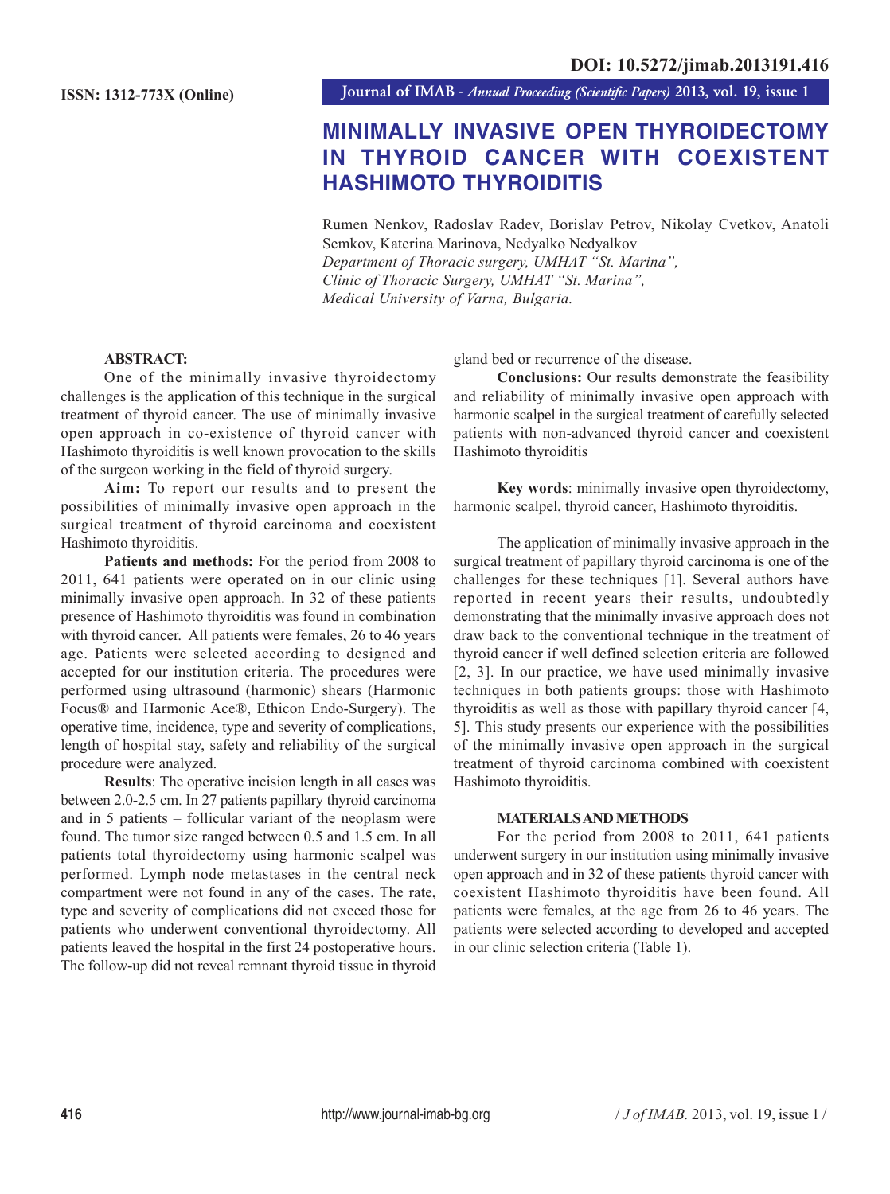DOI: 10.5272/jimab.2013191.416

ISSN: 1312-773X (Online)

# MINIMALLY INVASIVE OPEN THYROIDECTOMY IN THYROID CANCER WITH COEXISTENT HASHIMOTO THYROIDITIS

Rumen Nenkov, Radoslav Radev, Borislav Petrov, Nikolay Cvetkov, Anatoli Semkov, Katerina Marinova, Nedyalko Nedyalkov
*Department of Thoracic surgery, UMHAT "St. Marina",*
*Clinic of Thoracic Surgery, UMHAT "St. Marina",*
*Medical University of Varna, Bulgaria.*

## ABSTRACT:

One of the minimally invasive thyroidectomy challenges is the application of this technique in the surgical treatment of thyroid cancer. The use of minimally invasive open approach in co-existence of thyroid cancer with Hashimoto thyroiditis is well known provocation to the skills of the surgeon working in the field of thyroid surgery.

**Aim:** To report our results and to present the possibilities of minimally invasive open approach in the surgical treatment of thyroid carcinoma and coexistent Hashimoto thyroiditis.

**Patients and methods:** For the period from 2008 to 2011, 641 patients were operated on in our clinic using minimally invasive open approach. In 32 of these patients presence of Hashimoto thyroiditis was found in combination with thyroid cancer. All patients were females, 26 to 46 years age. Patients were selected according to designed and accepted for our institution criteria. The procedures were performed using ultrasound (harmonic) shears (Harmonic Focus® and Harmonic Ace®, Ethicon Endo-Surgery). The operative time, incidence, type and severity of complications, length of hospital stay, safety and reliability of the surgical procedure were analyzed.

**Results**: The operative incision length in all cases was between 2.0-2.5 cm. In 27 patients papillary thyroid carcinoma and in 5 patients – follicular variant of the neoplasm were found. The tumor size ranged between 0.5 and 1.5 cm. In all patients total thyroidectomy using harmonic scalpel was performed. Lymph node metastases in the central neck compartment were not found in any of the cases. The rate, type and severity of complications did not exceed those for patients who underwent conventional thyroidectomy. All patients leaved the hospital in the first 24 postoperative hours. The follow-up did not reveal remnant thyroid tissue in thyroid gland bed or recurrence of the disease.

**Conclusions:** Our results demonstrate the feasibility and reliability of minimally invasive open approach with harmonic scalpel in the surgical treatment of carefully selected patients with non-advanced thyroid cancer and coexistent Hashimoto thyroiditis

**Key words**: minimally invasive open thyroidectomy, harmonic scalpel, thyroid cancer, Hashimoto thyroiditis.

The application of minimally invasive approach in the surgical treatment of papillary thyroid carcinoma is one of the challenges for these techniques [1]. Several authors have reported in recent years their results, undoubtedly demonstrating that the minimally invasive approach does not draw back to the conventional technique in the treatment of thyroid cancer if well defined selection criteria are followed [2, 3]. In our practice, we have used minimally invasive techniques in both patients groups: those with Hashimoto thyroiditis as well as those with papillary thyroid cancer [4, 5]. This study presents our experience with the possibilities of the minimally invasive open approach in the surgical treatment of thyroid carcinoma combined with coexistent Hashimoto thyroiditis.

## MATERIALS AND METHODS

For the period from 2008 to 2011, 641 patients underwent surgery in our institution using minimally invasive open approach and in 32 of these patients thyroid cancer with coexistent Hashimoto thyroiditis have been found. All patients were females, at the age from 26 to 46 years. The patients were selected according to developed and accepted in our clinic selection criteria (Table 1).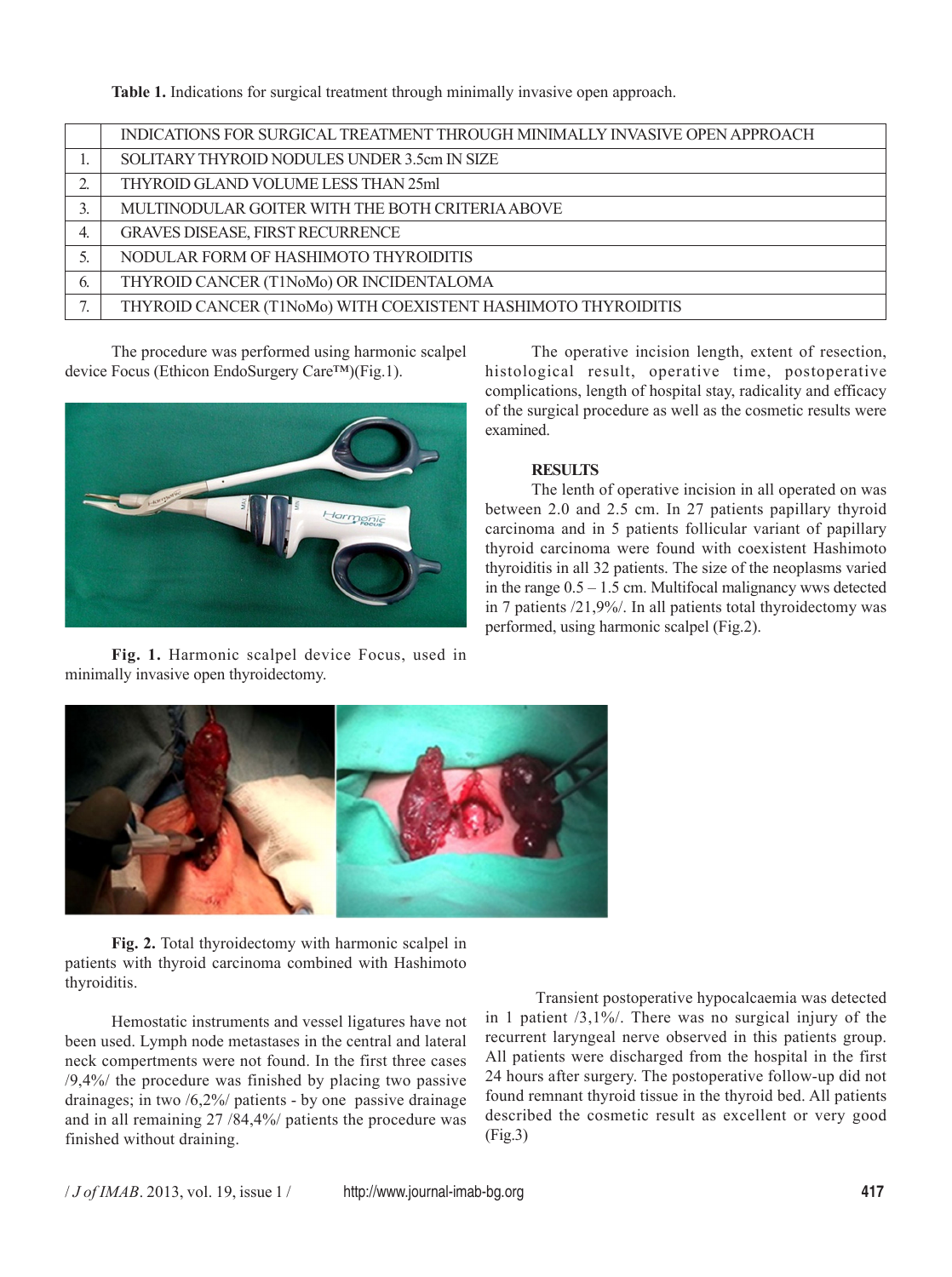**Table 1.** Indications for surgical treatment through minimally invasive open approach.

| | INDICATIONS FOR SURGICAL TREATMENT THROUGH MINIMALLY INVASIVE OPEN APPROACH |
|---|---|
| 1. | SOLITARY THYROID NODULES UNDER 3.5cm IN SIZE |
| 2. | THYROID GLAND VOLUME LESS THAN 25ml |
| 3. | MULTINODULAR GOITER WITH THE BOTH CRITERIA ABOVE |
| 4. | GRAVES DISEASE, FIRST RECURRENCE |
| 5. | NODULAR FORM OF HASHIMOTO THYROIDITIS |
| 6. | THYROID CANCER (T1NoMo) OR INCIDENTALOMA |
| 7. | THYROID CANCER (T1NoMo) WITH COEXISTENT HASHIMOTO THYROIDITIS |

The procedure was performed using harmonic scalpel device Focus (Ethicon EndoSurgery Care™)(Fig.1).

**Fig. 1.** Harmonic scalpel device Focus, used in minimally invasive open thyroidectomy.

The operative incision length, extent of resection, histological result, operative time, postoperative complications, length of hospital stay, radicality and efficacy of the surgical procedure as well as the cosmetic results were examined.

**RESULTS**

The lenth of operative incision in all operated on was between 2.0 and 2.5 cm. In 27 patients papillary thyroid carcinoma and in 5 patients follicular variant of papillary thyroid carcinoma were found with coexistent Hashimoto thyroiditis in all 32 patients. The size of the neoplasms varied in the range 0.5 – 1.5 cm. Multifocal malignancy wws detected in 7 patients /21,9%/. In all patients total thyroidectomy was performed, using harmonic scalpel (Fig.2).

**Fig. 2.** Total thyroidectomy with harmonic scalpel in patients with thyroid carcinoma combined with Hashimoto thyroiditis.

Hemostatic instruments and vessel ligatures have not been used. Lymph node metastases in the central and lateral neck compertments were not found. In the first three cases /9,4%/ the procedure was finished by placing two passive drainages; in two /6,2%/ patients - by one passive drainage and in all remaining 27 /84,4%/ patients the procedure was finished without draining.

Transient postoperative hypocalcaemia was detected in 1 patient /3,1%/. There was no surgical injury of the recurrent laryngeal nerve observed in this patients group. All patients were discharged from the hospital in the first 24 hours after surgery. The postoperative follow-up did not found remnant thyroid tissue in the thyroid bed. All patients described the cosmetic result as excellent or very good (Fig.3)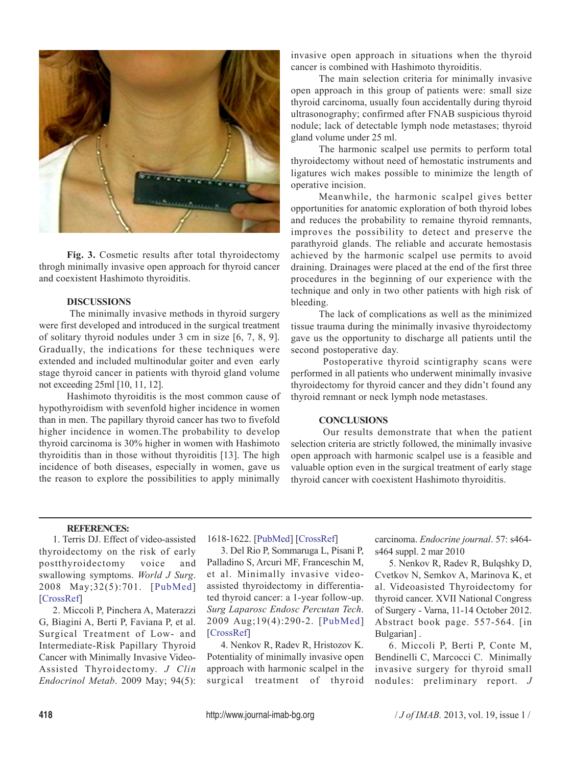**Fig. 3.** Cosmetic results after total thyroidectomy throgh minimally invasive open approach for thyroid cancer and coexistent Hashimoto thyroiditis.

## DISCUSSIONS

The minimally invasive methods in thyroid surgery were first developed and introduced in the surgical treatment of solitary thyroid nodules under 3 cm in size [6, 7, 8, 9]. Gradually, the indications for these techniques were extended and included multinodular goiter and even early stage thyroid cancer in patients with thyroid gland volume not exceeding 25ml [10, 11, 12].

Hashimoto thyroiditis is the most common cause of hypothyroidism with sevenfold higher incidence in women than in men. The papillary thyroid cancer has two to fivefold higher incidence in women.The probability to develop thyroid carcinoma is 30% higher in women with Hashimoto thyroiditis than in those without thyroiditis [13]. The high incidence of both diseases, especially in women, gave us the reason to explore the possibilities to apply minimally invasive open approach in situations when the thyroid cancer is combined with Hashimoto thyroiditis.

The main selection criteria for minimally invasive open approach in this group of patients were: small size thyroid carcinoma, usually foun accidentally during thyroid ultrasonography; confirmed after FNAB suspicious thyroid nodule; lack of detectable lymph node metastases; thyroid gland volume under 25 ml.

The harmonic scalpel use permits to perform total thyroidectomy without need of hemostatic instruments and ligatures wich makes possible to minimize the length of operative incision.

Meanwhile, the harmonic scalpel gives better opportunities for anatomic exploration of both thyroid lobes and reduces the probability to remaine thyroid remnants, improves the possibility to detect and preserve the parathyroid glands. The reliable and accurate hemostasis achieved by the harmonic scalpel use permits to avoid draining. Drainages were placed at the end of the first three procedures in the beginning of our experience with the technique and only in two other patients with high risk of bleeding.

The lack of complications as well as the minimized tissue trauma during the minimally invasive thyroidectomy gave us the opportunity to discharge all patients until the second postoperative day.

Postoperative thyroid scintigraphy scans were performed in all patients who underwent minimally invasive thyroidectomy for thyroid cancer and they didn't found any thyroid remnant or neck lymph node metastases.

## CONCLUSIONS

Our results demonstrate that when the patient selection criteria are strictly followed, the minimally invasive open approach with harmonic scalpel use is a feasible and valuable option even in the surgical treatment of early stage thyroid cancer with coexistent Hashimoto thyroiditis.

## REFERENCES:

1. Terris DJ. Effect of video-assisted thyroidectomy on the risk of early postthyroidectomy voice and swallowing symptoms. *World J Surg*. 2008 May;32(5):701. [PubMed] [CrossRef]

2. Miccoli P, Pinchera A, Materazzi G, Biagini A, Berti P, Faviana P, et al. Surgical Treatment of Low- and Intermediate-Risk Papillary Thyroid Cancer with Minimally Invasive Video-Assisted Thyroidectomy. *J Clin Endocrinol Metab*. 2009 May; 94(5): 1618-1622. [PubMed] [CrossRef]

3. Del Rio P, Sommaruga L, Pisani P, Palladino S, Arcuri MF, Franceschin M, et al. Minimally invasive video-assisted thyroidectomy in differentiated thyroid cancer: a 1-year follow-up. *Surg Laparosc Endosc Percutan Tech*. 2009 Aug;19(4):290-2. [PubMed] [CrossRef]

4. Nenkov R, Radev R, Hristozov K. Potentiality of minimally invasive open approach with harmonic scalpel in the surgical treatment of thyroid carcinoma. *Endocrine journal*. 57: s464-s464 suppl. 2 mar 2010

5. Nenkov R, Radev R, Bulqshky D, Cvetkov N, Semkov A, Marinova K, et al. Videoasisted Thyroidectomy for thyroid cancer. XVII National Congress of Surgery - Varna, 11-14 October 2012. Abstract book page. 557-564. [in Bulgarian] .

6. Miccoli P, Berti P, Conte M, Bendinelli C, Marcocci C. Minimally invasive surgery for thyroid small nodules: preliminary report. *J*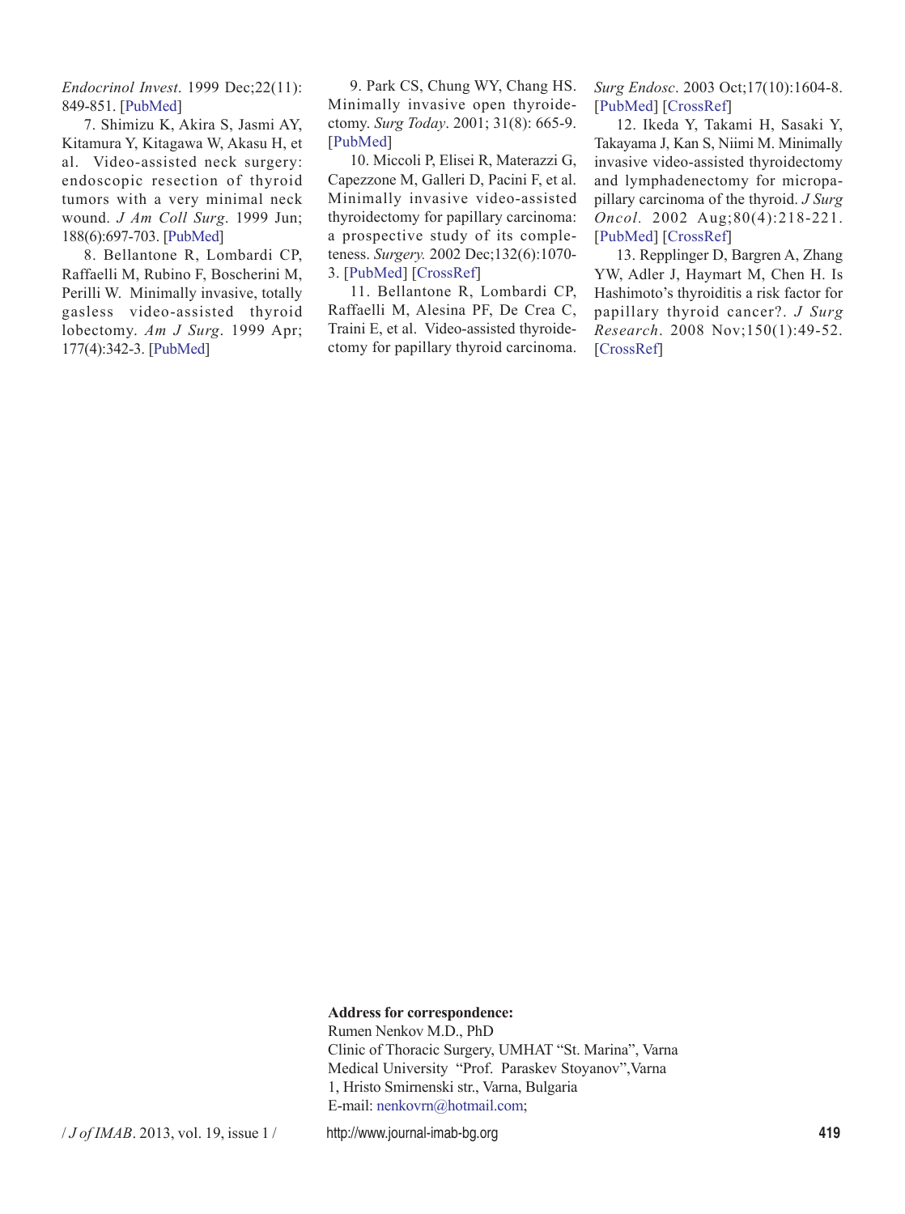*Endocrinol Invest*. 1999 Dec;22(11): 849-851. [PubMed]

7. Shimizu K, Akira S, Jasmi AY, Kitamura Y, Kitagawa W, Akasu H, et al. Video-assisted neck surgery: endoscopic resection of thyroid tumors with a very minimal neck wound. *J Am Coll Surg*. 1999 Jun; 188(6):697-703. [PubMed]

8. Bellantone R, Lombardi CP, Raffaelli M, Rubino F, Boscherini M, Perilli W. Minimally invasive, totally gasless video-assisted thyroid lobectomy. *Am J Surg*. 1999 Apr; 177(4):342-3. [PubMed]

9. Park CS, Chung WY, Chang HS. Minimally invasive open thyroidectomy. *Surg Today*. 2001; 31(8): 665-9. [PubMed]

10. Miccoli P, Elisei R, Materazzi G, Capezzone M, Galleri D, Pacini F, et al. Minimally invasive video-assisted thyroidectomy for papillary carcinoma: a prospective study of its completeness. *Surgery.* 2002 Dec;132(6):1070-3. [PubMed] [CrossRef]

11. Bellantone R, Lombardi CP, Raffaelli M, Alesina PF, De Crea C, Traini E, et al. Video-assisted thyroidectomy for papillary thyroid carcinoma. *Surg Endosc*. 2003 Oct;17(10):1604-8. [PubMed] [CrossRef]

12. Ikeda Y, Takami H, Sasaki Y, Takayama J, Kan S, Niimi M. Minimally invasive video-assisted thyroidectomy and lymphadenectomy for micropapillary carcinoma of the thyroid. *J Surg Oncol.* 2002 Aug;80(4):218-221. [PubMed] [CrossRef]

13. Repplinger D, Bargren A, Zhang YW, Adler J, Haymart M, Chen H. Is Hashimoto's thyroiditis a risk factor for papillary thyroid cancer?. *J Surg Research*. 2008 Nov;150(1):49-52. [CrossRef]

**Address for correspondence:**
Rumen Nenkov M.D., PhD
Clinic of Thoracic Surgery, UMHAT "St. Marina", Varna
Medical University "Prof. Paraskev Stoyanov",Varna
1, Hristo Smirnenski str., Varna, Bulgaria
E-mail: nenkovrn@hotmail.com;